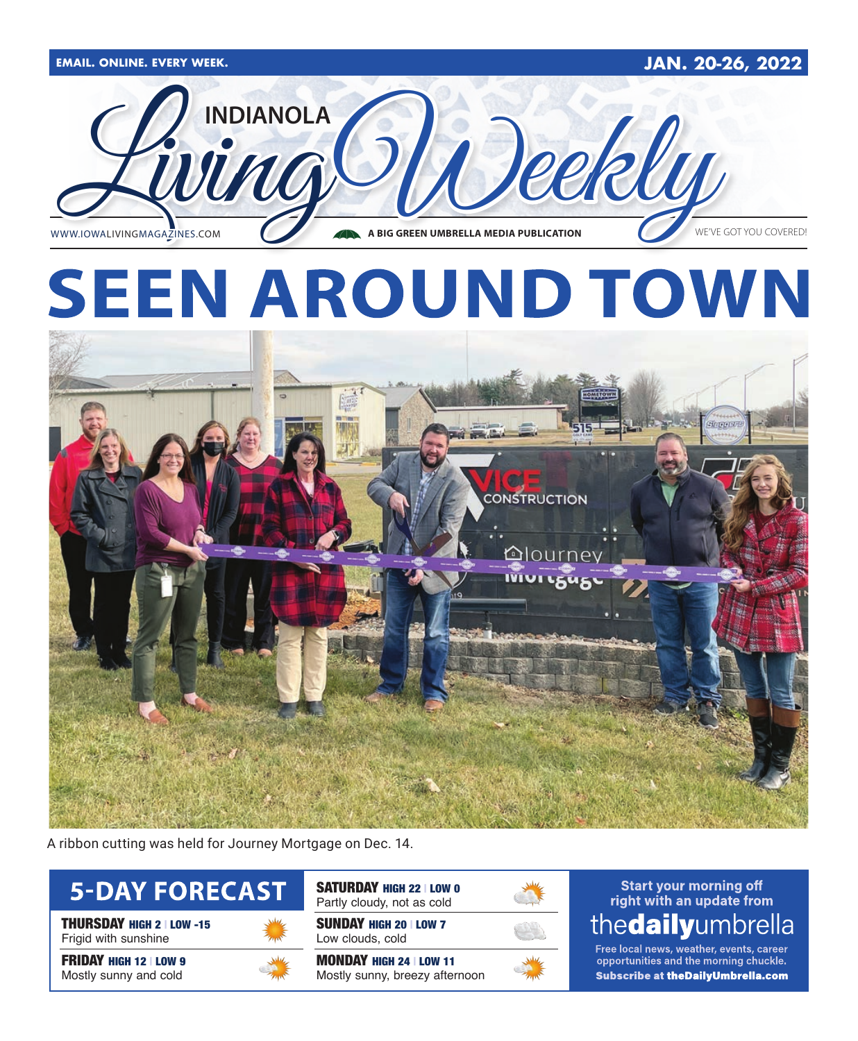EMAIL. ONLINE. EVERY WEEK.

JAN. 20-26, 2022

# INDIANOLA Living Weekly

WWW.IOWALIVINGMAGAZINES.COM

A BIG GREEN UMBRELLA MEDIA PUBLICATION

WE'VE GOT YOU COVERED!

# SEEN AROUND TOWN

A ribbon cutting was held for Journey Mortgage on Dec. 14.

## 5-DAY FORECAST

**THURSDAY** HIGH 2 | LOW -15
Frigid with sunshine

**FRIDAY** HIGH 12 | LOW 9
Mostly sunny and cold

**SATURDAY** HIGH 22 | LOW 0
Partly cloudy, not as cold

**SUNDAY** HIGH 20 | LOW 7
Low clouds, cold

**MONDAY** HIGH 24 | LOW 11
Mostly sunny, breezy afternoon

Start your morning off right with an update from **thedailyumbrella**

Free local news, weather, events, career opportunities and the morning chuckle.

**Subscribe at theDailyUmbrella.com**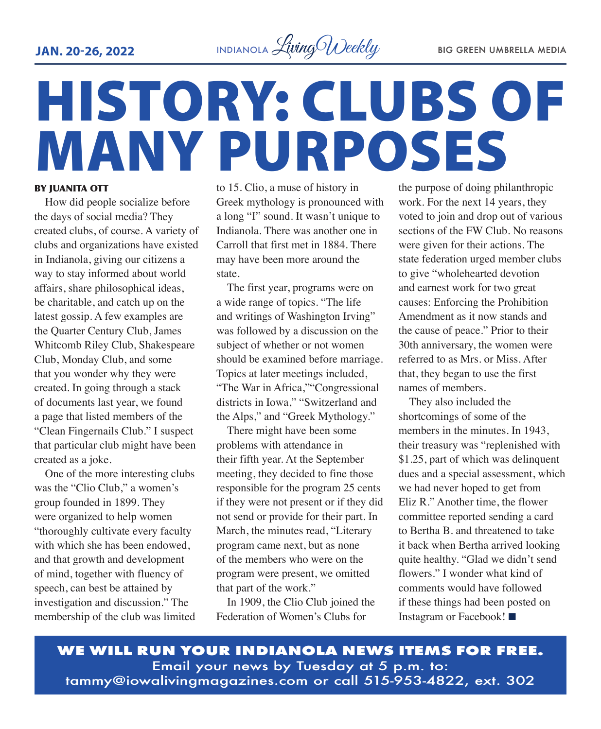# HISTORY: CLUBS OF MANY PURPOSES

**BY JUANITA OTT**

How did people socialize before the days of social media? They created clubs, of course. A variety of clubs and organizations have existed in Indianola, giving our citizens a way to stay informed about world affairs, share philosophical ideas, be charitable, and catch up on the latest gossip. A few examples are the Quarter Century Club, James Whitcomb Riley Club, Shakespeare Club, Monday Club, and some that you wonder why they were created. In going through a stack of documents last year, we found a page that listed members of the "Clean Fingernails Club." I suspect that particular club might have been created as a joke.

One of the more interesting clubs was the "Clio Club," a women's group founded in 1899. They were organized to help women "thoroughly cultivate every faculty with which she has been endowed, and that growth and development of mind, together with fluency of speech, can best be attained by investigation and discussion." The membership of the club was limited to 15. Clio, a muse of history in Greek mythology is pronounced with a long "I" sound. It wasn't unique to Indianola. There was another one in Carroll that first met in 1884. There may have been more around the state.

The first year, programs were on a wide range of topics. "The life and writings of Washington Irving" was followed by a discussion on the subject of whether or not women should be examined before marriage. Topics at later meetings included, "The War in Africa,""Congressional districts in Iowa," "Switzerland and the Alps," and "Greek Mythology."

There might have been some problems with attendance in their fifth year. At the September meeting, they decided to fine those responsible for the program 25 cents if they were not present or if they did not send or provide for their part. In March, the minutes read, "Literary program came next, but as none of the members who were on the program were present, we omitted that part of the work."

In 1909, the Clio Club joined the Federation of Women's Clubs for the purpose of doing philanthropic work. For the next 14 years, they voted to join and drop out of various sections of the FW Club. No reasons were given for their actions. The state federation urged member clubs to give "wholehearted devotion and earnest work for two great causes: Enforcing the Prohibition Amendment as it now stands and the cause of peace." Prior to their 30th anniversary, the women were referred to as Mrs. or Miss. After that, they began to use the first names of members.

They also included the shortcomings of some of the members in the minutes. In 1943, their treasury was "replenished with $1.25, part of which was delinquent dues and a special assessment, which we had never hoped to get from Eliz R." Another time, the flower committee reported sending a card to Bertha B. and threatened to take it back when Bertha arrived looking quite healthy. "Glad we didn't send flowers." I wonder what kind of comments would have followed if these things had been posted on Instagram or Facebook! ■

**WE WILL RUN YOUR INDIANOLA NEWS ITEMS FOR FREE.**
Email your news by Tuesday at 5 p.m. to:
tammy@iowalivingmagazines.com or call 515-953-4822, ext. 302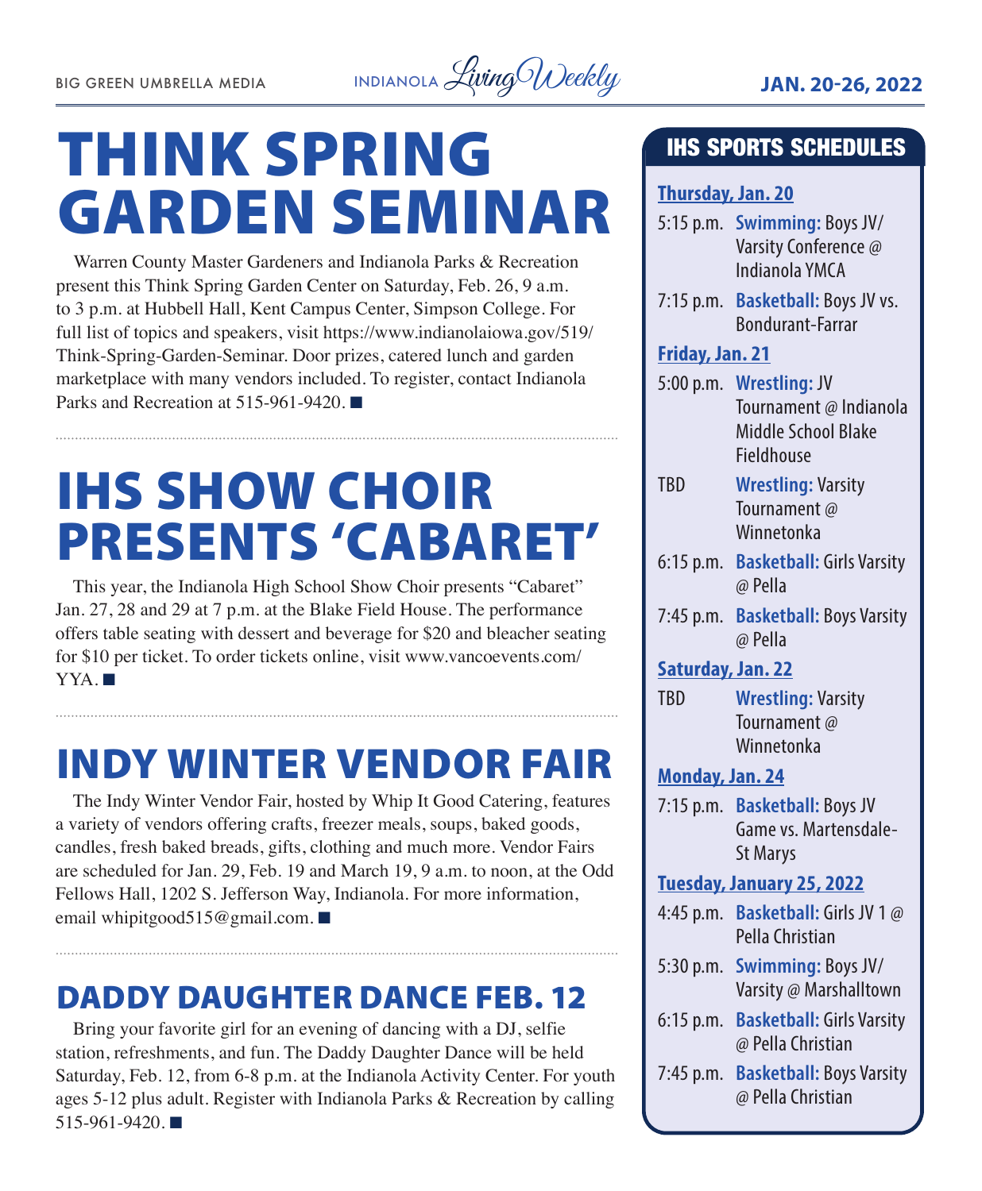# THINK SPRING GARDEN SEMINAR

Warren County Master Gardeners and Indianola Parks & Recreation present this Think Spring Garden Center on Saturday, Feb. 26, 9 a.m. to 3 p.m. at Hubbell Hall, Kent Campus Center, Simpson College. For full list of topics and speakers, visit https://www.indianolaiowa.gov/519/Think-Spring-Garden-Seminar. Door prizes, catered lunch and garden marketplace with many vendors included. To register, contact Indianola Parks and Recreation at 515-961-9420. ■

# IHS SHOW CHOIR PRESENTS 'CABARET'

This year, the Indianola High School Show Choir presents "Cabaret" Jan. 27, 28 and 29 at 7 p.m. at the Blake Field House. The performance offers table seating with dessert and beverage for $20 and bleacher seating for $10 per ticket. To order tickets online, visit www.vancoevents.com/YYA. ■

# INDY WINTER VENDOR FAIR

The Indy Winter Vendor Fair, hosted by Whip It Good Catering, features a variety of vendors offering crafts, freezer meals, soups, baked goods, candles, fresh baked breads, gifts, clothing and much more. Vendor Fairs are scheduled for Jan. 29, Feb. 19 and March 19, 9 a.m. to noon, at the Odd Fellows Hall, 1202 S. Jefferson Way, Indianola. For more information, email whipitgood515@gmail.com. ■

## DADDY DAUGHTER DANCE FEB. 12

Bring your favorite girl for an evening of dancing with a DJ, selfie station, refreshments, and fun. The Daddy Daughter Dance will be held Saturday, Feb. 12, from 6-8 p.m. at the Indianola Activity Center. For youth ages 5-12 plus adult. Register with Indianola Parks & Recreation by calling 515-961-9420. ■

## IHS SPORTS SCHEDULES

**Thursday, Jan. 20**

- 5:15 p.m. **Swimming:** Boys JV/Varsity Conference @ Indianola YMCA
- 7:15 p.m. **Basketball:** Boys JV vs. Bondurant-Farrar

**Friday, Jan. 21**

- 5:00 p.m. **Wrestling:** JV Tournament @ Indianola Middle School Blake Fieldhouse
- TBD **Wrestling:** Varsity Tournament @ Winnetonka
- 6:15 p.m. **Basketball:** Girls Varsity @ Pella
- 7:45 p.m. **Basketball:** Boys Varsity @ Pella

**Saturday, Jan. 22**

- TBD **Wrestling:** Varsity Tournament @ Winnetonka

**Monday, Jan. 24**

- 7:15 p.m. **Basketball:** Boys JV Game vs. Martensdale-St Marys

**Tuesday, January 25, 2022**

- 4:45 p.m. **Basketball:** Girls JV 1 @ Pella Christian
- 5:30 p.m. **Swimming:** Boys JV/Varsity @ Marshalltown
- 6:15 p.m. **Basketball:** Girls Varsity @ Pella Christian
- 7:45 p.m. **Basketball:** Boys Varsity @ Pella Christian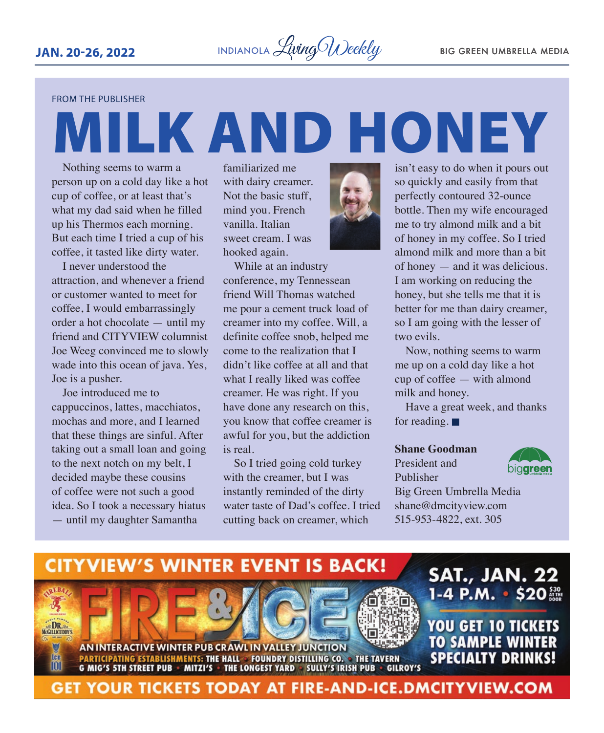FROM THE PUBLISHER

# MILK AND HONEY

Nothing seems to warm a person up on a cold day like a hot cup of coffee, or at least that's what my dad said when he filled up his Thermos each morning. But each time I tried a cup of his coffee, it tasted like dirty water.

I never understood the attraction, and whenever a friend or customer wanted to meet for coffee, I would embarrassingly order a hot chocolate — until my friend and CITYVIEW columnist Joe Weeg convinced me to slowly wade into this ocean of java. Yes, Joe is a pusher.

Joe introduced me to cappuccinos, lattes, macchiatos, mochas and more, and I learned that these things are sinful. After taking out a small loan and going to the next notch on my belt, I decided maybe these cousins of coffee were not such a good idea. So I took a necessary hiatus — until my daughter Samantha familiarized me with dairy creamer. Not the basic stuff, mind you. French vanilla. Italian sweet cream. I was hooked again.

While at an industry conference, my Tennessean friend Will Thomas watched me pour a cement truck load of creamer into my coffee. Will, a definite coffee snob, helped me come to the realization that I didn't like coffee at all and that what I really liked was coffee creamer. He was right. If you have done any research on this, you know that coffee creamer is awful for you, but the addiction is real.

So I tried going cold turkey with the creamer, but I was instantly reminded of the dirty water taste of Dad's coffee. I tried cutting back on creamer, which isn't easy to do when it pours out so quickly and easily from that perfectly contoured 32-ounce bottle. Then my wife encouraged me to try almond milk and a bit of honey in my coffee. So I tried almond milk and more than a bit of honey — and it was delicious. I am working on reducing the honey, but she tells me that it is better for me than dairy creamer, so I am going with the lesser of two evils.

Now, nothing seems to warm me up on a cold day like a hot cup of coffee — with almond milk and honey.

Have a great week, and thanks for reading. ■

**Shane Goodman**
President and Publisher
Big Green Umbrella Media
shane@dmcityview.com
515-953-4822, ext. 305

CITYVIEW'S WINTER EVENT IS BACK!

FIRE & ICE

AN INTERACTIVE WINTER PUB CRAWL IN VALLEY JUNCTION

PARTICIPATING ESTABLISHMENTS: THE HALL • FOUNDRY DISTILLING CO. • THE TAVERN • G MIG'S 5TH STREET PUB • MITZI'S • THE LONGEST YARD • SULLY'S IRISH PUB • GILROY'S

SAT., JAN. 22
1-4 P.M. • $20 ($30 AT THE DOOR)

YOU GET 10 TICKETS TO SAMPLE WINTER SPECIALTY DRINKS!

GET YOUR TICKETS TODAY AT FIRE-AND-ICE.DMCITYVIEW.COM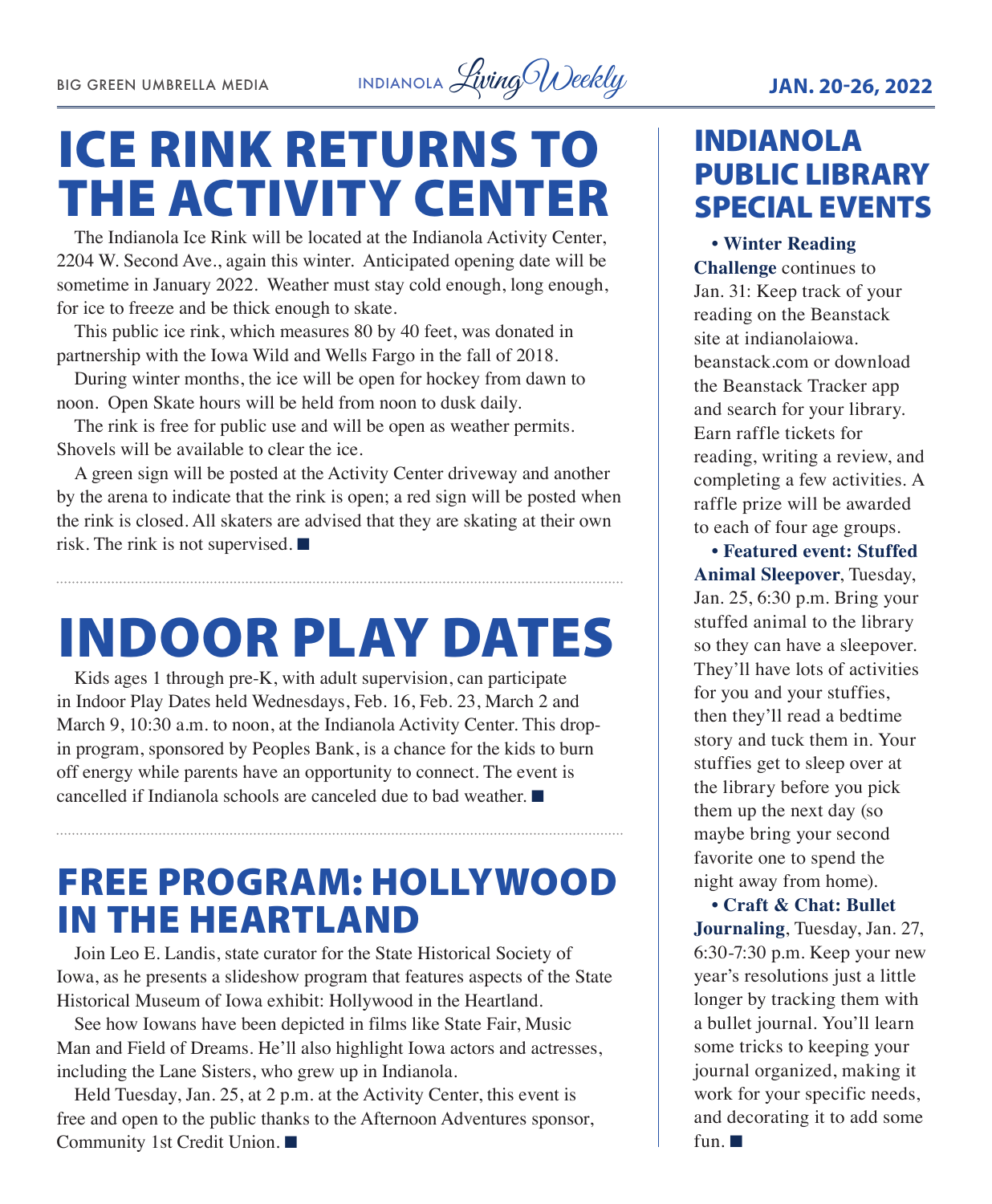# ICE RINK RETURNS TO THE ACTIVITY CENTER

The Indianola Ice Rink will be located at the Indianola Activity Center, 2204 W. Second Ave., again this winter. Anticipated opening date will be sometime in January 2022. Weather must stay cold enough, long enough, for ice to freeze and be thick enough to skate.

This public ice rink, which measures 80 by 40 feet, was donated in partnership with the Iowa Wild and Wells Fargo in the fall of 2018.

During winter months, the ice will be open for hockey from dawn to noon. Open Skate hours will be held from noon to dusk daily.

The rink is free for public use and will be open as weather permits. Shovels will be available to clear the ice.

A green sign will be posted at the Activity Center driveway and another by the arena to indicate that the rink is open; a red sign will be posted when the rink is closed. All skaters are advised that they are skating at their own risk. The rink is not supervised. ■

# INDOOR PLAY DATES

Kids ages 1 through pre-K, with adult supervision, can participate in Indoor Play Dates held Wednesdays, Feb. 16, Feb. 23, March 2 and March 9, 10:30 a.m. to noon, at the Indianola Activity Center. This drop-in program, sponsored by Peoples Bank, is a chance for the kids to burn off energy while parents have an opportunity to connect. The event is cancelled if Indianola schools are canceled due to bad weather. ■

# FREE PROGRAM: HOLLYWOOD IN THE HEARTLAND

Join Leo E. Landis, state curator for the State Historical Society of Iowa, as he presents a slideshow program that features aspects of the State Historical Museum of Iowa exhibit: Hollywood in the Heartland.

See how Iowans have been depicted in films like State Fair, Music Man and Field of Dreams. He'll also highlight Iowa actors and actresses, including the Lane Sisters, who grew up in Indianola.

Held Tuesday, Jan. 25, at 2 p.m. at the Activity Center, this event is free and open to the public thanks to the Afternoon Adventures sponsor, Community 1st Credit Union. ■

# INDIANOLA PUBLIC LIBRARY SPECIAL EVENTS

- **Winter Reading Challenge** continues to Jan. 31: Keep track of your reading on the Beanstack site at indianolaiowa.beanstack.com or download the Beanstack Tracker app and search for your library. Earn raffle tickets for reading, writing a review, and completing a few activities. A raffle prize will be awarded to each of four age groups.
- **Featured event: Stuffed Animal Sleepover**, Tuesday, Jan. 25, 6:30 p.m. Bring your stuffed animal to the library so they can have a sleepover. They'll have lots of activities for you and your stuffies, then they'll read a bedtime story and tuck them in. Your stuffies get to sleep over at the library before you pick them up the next day (so maybe bring your second favorite one to spend the night away from home).
- **Craft & Chat: Bullet Journaling**, Tuesday, Jan. 27, 6:30-7:30 p.m. Keep your new year's resolutions just a little longer by tracking them with a bullet journal. You'll learn some tricks to keeping your journal organized, making it work for your specific needs, and decorating it to add some fun. ■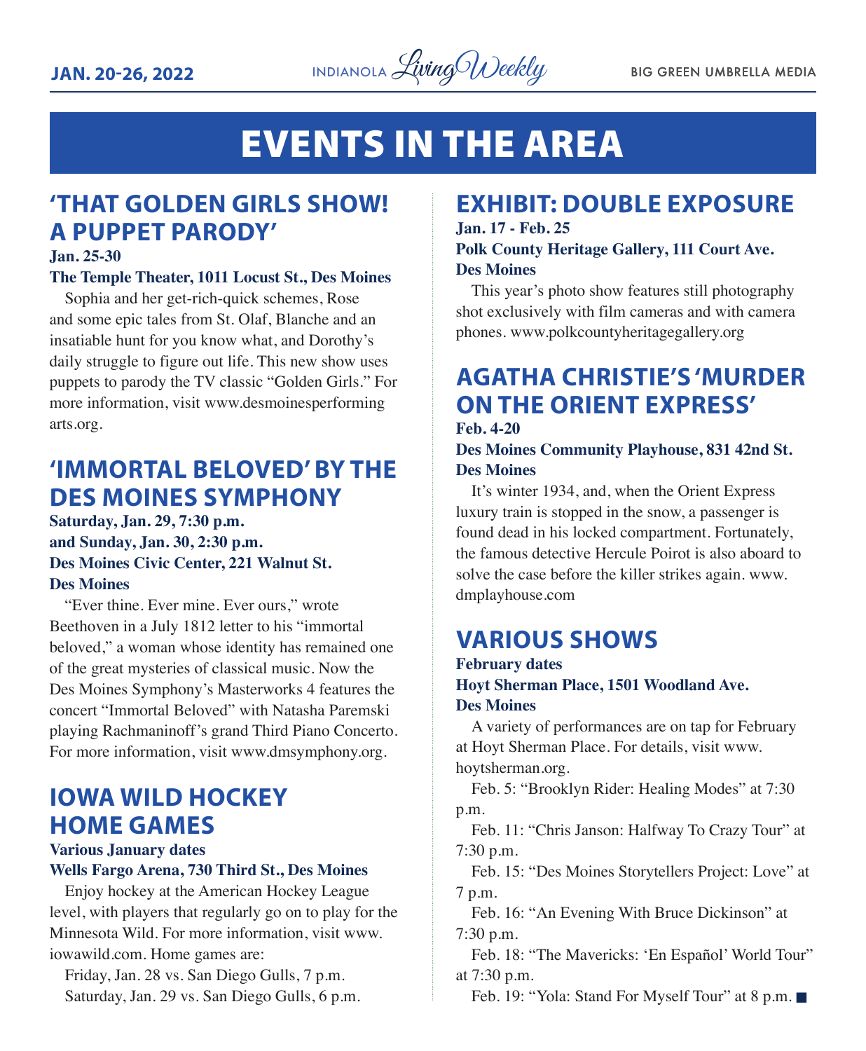# EVENTS IN THE AREA

## 'THAT GOLDEN GIRLS SHOW! A PUPPET PARODY'

**Jan. 25-30**

**The Temple Theater, 1011 Locust St., Des Moines**

Sophia and her get-rich-quick schemes, Rose and some epic tales from St. Olaf, Blanche and an insatiable hunt for you know what, and Dorothy's daily struggle to figure out life. This new show uses puppets to parody the TV classic "Golden Girls." For more information, visit www.desmoinesperformingarts.org.

## 'IMMORTAL BELOVED' BY THE DES MOINES SYMPHONY

**Saturday, Jan. 29, 7:30 p.m.**
**and Sunday, Jan. 30, 2:30 p.m.**
**Des Moines Civic Center, 221 Walnut St.**
**Des Moines**

"Ever thine. Ever mine. Ever ours," wrote Beethoven in a July 1812 letter to his "immortal beloved," a woman whose identity has remained one of the great mysteries of classical music. Now the Des Moines Symphony's Masterworks 4 features the concert "Immortal Beloved" with Natasha Paremski playing Rachmaninoff's grand Third Piano Concerto. For more information, visit www.dmsymphony.org.

## IOWA WILD HOCKEY HOME GAMES

**Various January dates**

**Wells Fargo Arena, 730 Third St., Des Moines**

Enjoy hockey at the American Hockey League level, with players that regularly go on to play for the Minnesota Wild. For more information, visit www.iowawild.com. Home games are:

Friday, Jan. 28 vs. San Diego Gulls, 7 p.m.

Saturday, Jan. 29 vs. San Diego Gulls, 6 p.m.

## EXHIBIT: DOUBLE EXPOSURE

**Jan. 17 - Feb. 25**

**Polk County Heritage Gallery, 111 Court Ave.**
**Des Moines**

This year's photo show features still photography shot exclusively with film cameras and with camera phones. www.polkcountyheritagegallery.org

## AGATHA CHRISTIE'S 'MURDER ON THE ORIENT EXPRESS'

**Feb. 4-20**

**Des Moines Community Playhouse, 831 42nd St.**
**Des Moines**

It's winter 1934, and, when the Orient Express luxury train is stopped in the snow, a passenger is found dead in his locked compartment. Fortunately, the famous detective Hercule Poirot is also aboard to solve the case before the killer strikes again. www.dmplayhouse.com

## VARIOUS SHOWS

**February dates**

**Hoyt Sherman Place, 1501 Woodland Ave.**
**Des Moines**

A variety of performances are on tap for February at Hoyt Sherman Place. For details, visit www.hoytsherman.org.

Feb. 5: "Brooklyn Rider: Healing Modes" at 7:30 p.m.

Feb. 11: "Chris Janson: Halfway To Crazy Tour" at 7:30 p.m.

Feb. 15: "Des Moines Storytellers Project: Love" at 7 p.m.

Feb. 16: "An Evening With Bruce Dickinson" at 7:30 p.m.

Feb. 18: "The Mavericks: 'En Español' World Tour" at 7:30 p.m.

Feb. 19: "Yola: Stand For Myself Tour" at 8 p.m. ■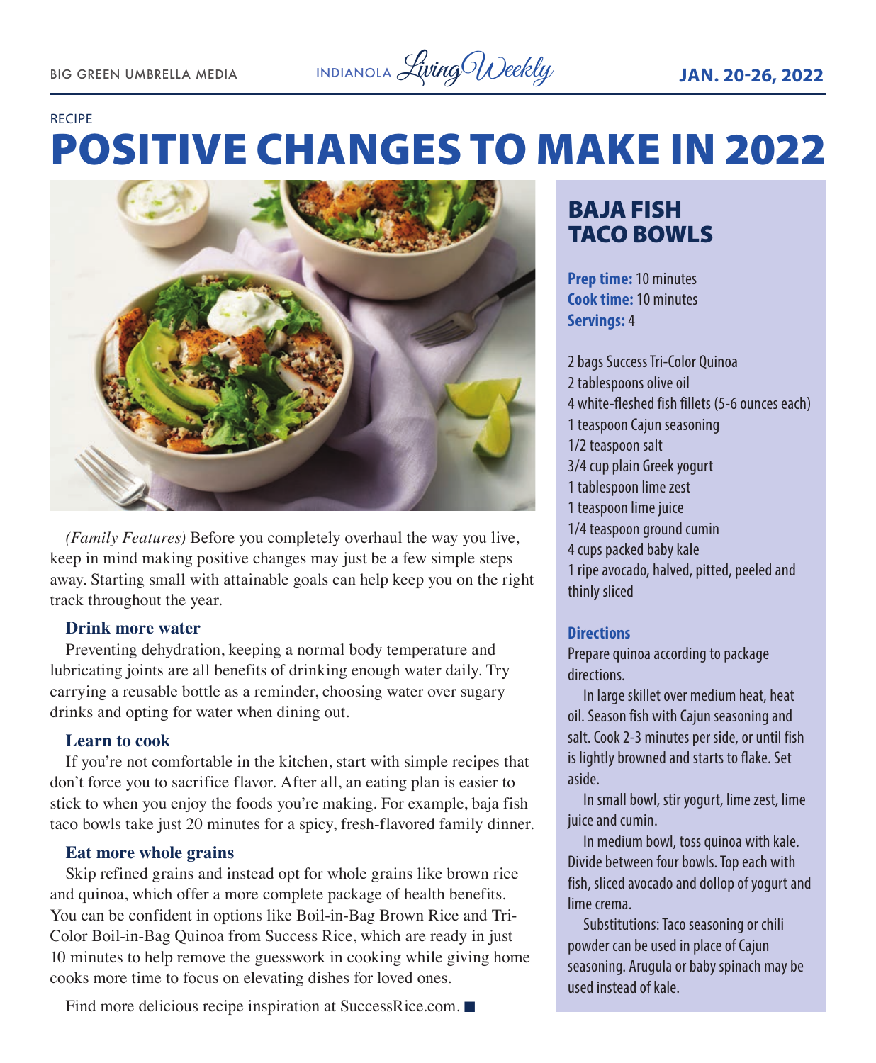RECIPE

# POSITIVE CHANGES TO MAKE IN 2022

*(Family Features)* Before you completely overhaul the way you live, keep in mind making positive changes may just be a few simple steps away. Starting small with attainable goals can help keep you on the right track throughout the year.

### Drink more water

Preventing dehydration, keeping a normal body temperature and lubricating joints are all benefits of drinking enough water daily. Try carrying a reusable bottle as a reminder, choosing water over sugary drinks and opting for water when dining out.

### Learn to cook

If you're not comfortable in the kitchen, start with simple recipes that don't force you to sacrifice flavor. After all, an eating plan is easier to stick to when you enjoy the foods you're making. For example, baja fish taco bowls take just 20 minutes for a spicy, fresh-flavored family dinner.

### Eat more whole grains

Skip refined grains and instead opt for whole grains like brown rice and quinoa, which offer a more complete package of health benefits. You can be confident in options like Boil-in-Bag Brown Rice and Tri-Color Boil-in-Bag Quinoa from Success Rice, which are ready in just 10 minutes to help remove the guesswork in cooking while giving home cooks more time to focus on elevating dishes for loved ones.

Find more delicious recipe inspiration at SuccessRice.com. ■

## BAJA FISH TACO BOWLS

**Prep time:** 10 minutes
**Cook time:** 10 minutes
**Servings:** 4

- 2 bags Success Tri-Color Quinoa
- 2 tablespoons olive oil
- 4 white-fleshed fish fillets (5-6 ounces each)
- 1 teaspoon Cajun seasoning
- 1/2 teaspoon salt
- 3/4 cup plain Greek yogurt
- 1 tablespoon lime zest
- 1 teaspoon lime juice
- 1/4 teaspoon ground cumin
- 4 cups packed baby kale
- 1 ripe avocado, halved, pitted, peeled and thinly sliced

**Directions**

Prepare quinoa according to package directions.

In large skillet over medium heat, heat oil. Season fish with Cajun seasoning and salt. Cook 2-3 minutes per side, or until fish is lightly browned and starts to flake. Set aside.

In small bowl, stir yogurt, lime zest, lime juice and cumin.

In medium bowl, toss quinoa with kale. Divide between four bowls. Top each with fish, sliced avocado and dollop of yogurt and lime crema.

Substitutions: Taco seasoning or chili powder can be used in place of Cajun seasoning. Arugula or baby spinach may be used instead of kale.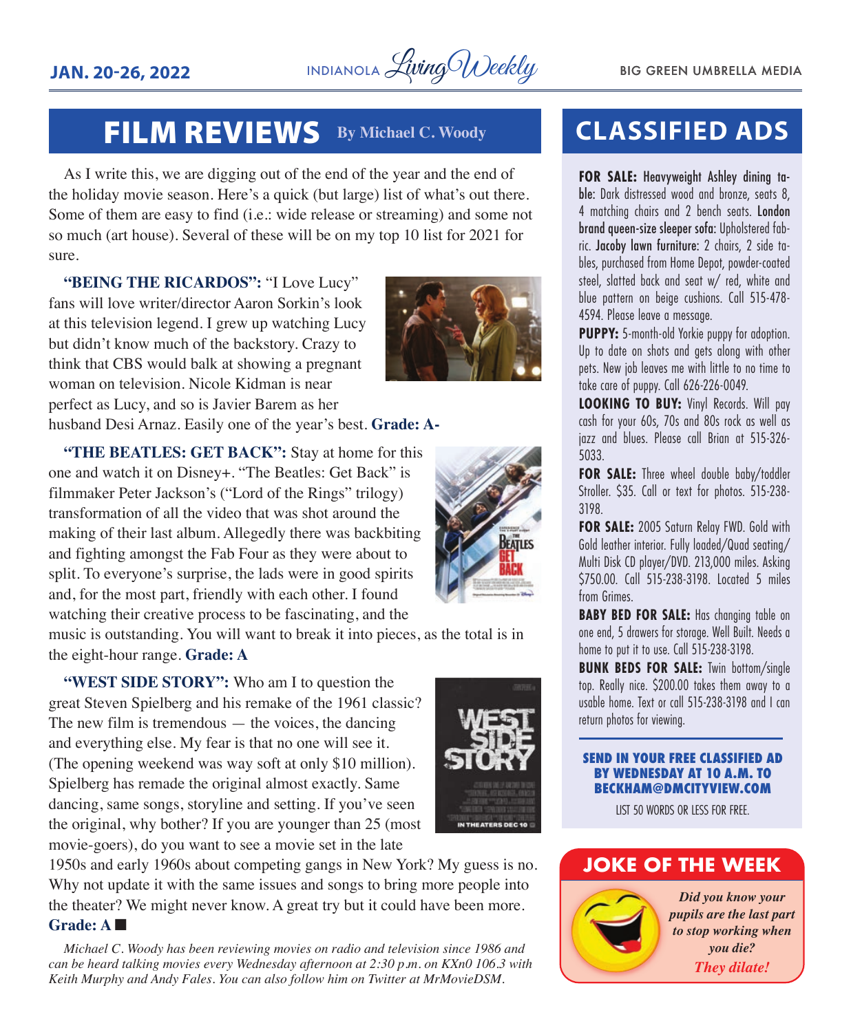# FILM REVIEWS

By Michael C. Woody

As I write this, we are digging out of the end of the year and the end of the holiday movie season. Here's a quick (but large) list of what's out there. Some of them are easy to find (i.e.: wide release or streaming) and some not so much (art house). Several of these will be on my top 10 list for 2021 for sure.

**"BEING THE RICARDOS":** "I Love Lucy" fans will love writer/director Aaron Sorkin's look at this television legend. I grew up watching Lucy but didn't know much of the backstory. Crazy to think that CBS would balk at showing a pregnant woman on television. Nicole Kidman is near perfect as Lucy, and so is Javier Barem as her husband Desi Arnaz. Easily one of the year's best. **Grade: A-**

**"THE BEATLES: GET BACK":** Stay at home for this one and watch it on Disney+. "The Beatles: Get Back" is filmmaker Peter Jackson's ("Lord of the Rings" trilogy) transformation of all the video that was shot around the making of their last album. Allegedly there was backbiting and fighting amongst the Fab Four as they were about to split. To everyone's surprise, the lads were in good spirits and, for the most part, friendly with each other. I found watching their creative process to be fascinating, and the music is outstanding. You will want to break it into pieces, as the total is in the eight-hour range. **Grade: A**

**"WEST SIDE STORY":** Who am I to question the great Steven Spielberg and his remake of the 1961 classic? The new film is tremendous — the voices, the dancing and everything else. My fear is that no one will see it. (The opening weekend was way soft at only $10 million). Spielberg has remade the original almost exactly. Same dancing, same songs, storyline and setting. If you've seen the original, why bother? If you are younger than 25 (most movie-goers), do you want to see a movie set in the late 1950s and early 1960s about competing gangs in New York? My guess is no. Why not update it with the same issues and songs to bring more people into the theater? We might never know. A great try but it could have been more. **Grade: A** ■

*Michael C. Woody has been reviewing movies on radio and television since 1986 and can be heard talking movies every Wednesday afternoon at 2:30 p.m. on KXn0 106.3 with Keith Murphy and Andy Fales. You can also follow him on Twitter at MrMovieDSM.*

# CLASSIFIED ADS

**FOR SALE:** Heavyweight Ashley dining table: Dark distressed wood and bronze, seats 8, 4 matching chairs and 2 bench seats. London brand queen-size sleeper sofa: Upholstered fabric. Jacoby lawn furniture: 2 chairs, 2 side tables, purchased from Home Depot, powder-coated steel, slatted back and seat w/ red, white and blue pattern on beige cushions. Call 515-478-4594. Please leave a message.

**PUPPY:** 5-month-old Yorkie puppy for adoption. Up to date on shots and gets along with other pets. New job leaves me with little to no time to take care of puppy. Call 626-226-0049.

**LOOKING TO BUY:** Vinyl Records. Will pay cash for your 60s, 70s and 80s rock as well as jazz and blues. Please call Brian at 515-326-5033.

**FOR SALE:** Three wheel double baby/toddler Stroller. $35. Call or text for photos. 515-238-3198.

**FOR SALE:** 2005 Saturn Relay FWD. Gold with Gold leather interior. Fully loaded/Quad seating/ Multi Disk CD player/DVD. 213,000 miles. Asking $750.00. Call 515-238-3198. Located 5 miles from Grimes.

**BABY BED FOR SALE:** Has changing table on one end, 5 drawers for storage. Well Built. Needs a home to put it to use. Call 515-238-3198.

**BUNK BEDS FOR SALE:** Twin bottom/single top. Really nice. $200.00 takes them away to a usable home. Text or call 515-238-3198 and I can return photos for viewing.

**SEND IN YOUR FREE CLASSIFIED AD BY WEDNESDAY AT 10 A.M. TO BECKHAM@DMCITYVIEW.COM**

LIST 50 WORDS OR LESS FOR FREE.

# JOKE OF THE WEEK

*Did you know your pupils are the last part to stop working when you die?*

*They dilate!*